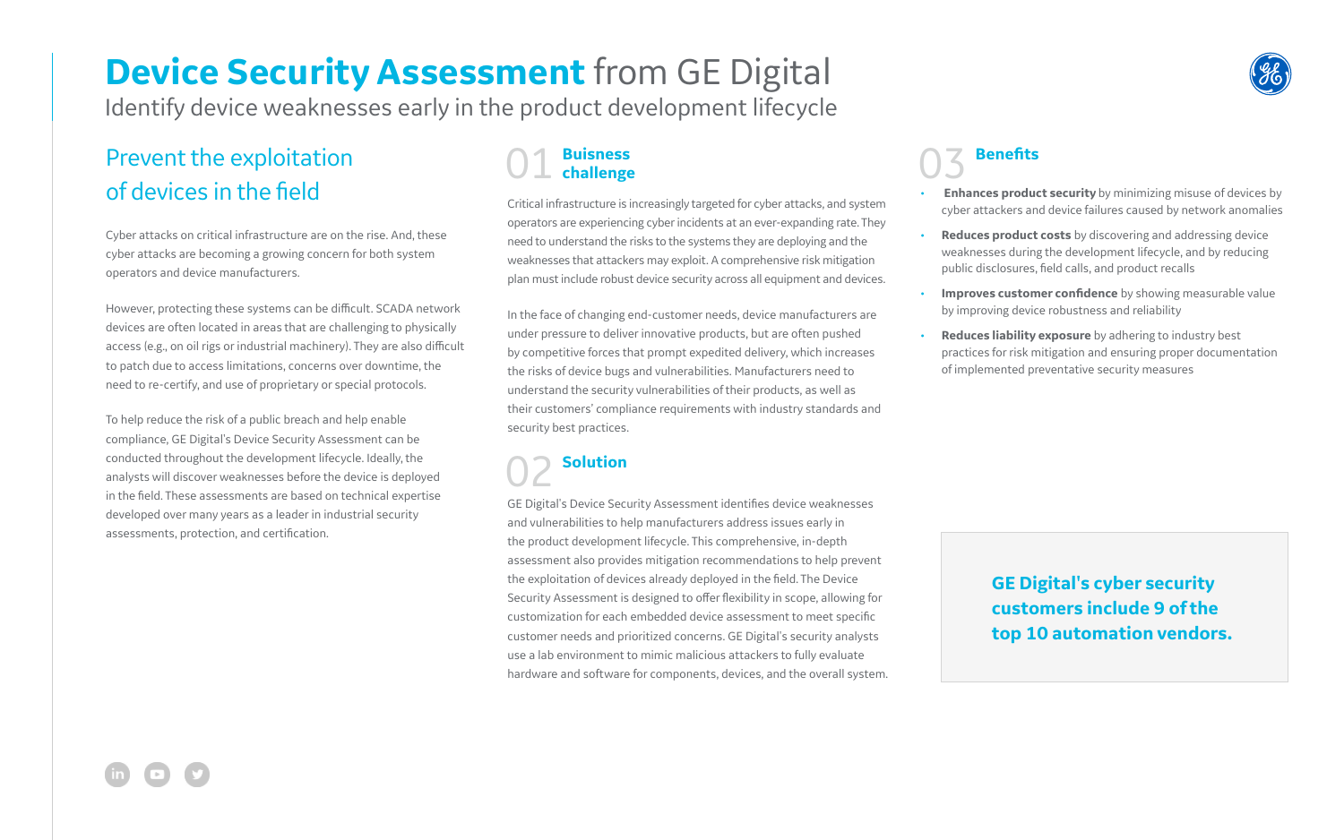# Device Security Assessment from GE Digital

Identify device weaknesses early in the product development lifecycle

## Prevent the exploitation of devices in the field

Cyber attacks on critical infrastructure are on the rise. And, these cyber attacks are becoming a growing concern for both system operators and device manufacturers.

However, protecting these systems can be difficult. SCADA network devices are often located in areas that are challenging to physically access (e.g., on oil rigs or industrial machinery). They are also difficult to patch due to access limitations, concerns over downtime, the need to re-certify, and use of proprietary or special protocols.

To help reduce the risk of a public breach and help enable compliance, GE Digital's Device Security Assessment can be conducted throughout the development lifecycle. Ideally, the analysts will discover weaknesses before the device is deployed in the field. These assessments are based on technical expertise developed over many years as a leader in industrial security assessments, protection, and certification.

## 01 Buisness challenge

Critical infrastructure is increasingly targeted for cyber attacks, and system operators are experiencing cyber incidents at an ever-expanding rate. They need to understand the risks to the systems they are deploying and the weaknesses that attackers may exploit. A comprehensive risk mitigation plan must include robust device security across all equipment and devices.

In the face of changing end-customer needs, device manufacturers are under pressure to deliver innovative products, but are often pushed by competitive forces that prompt expedited delivery, which increases the risks of device bugs and vulnerabilities. Manufacturers need to understand the security vulnerabilities of their products, as well as their customers' compliance requirements with industry standards and security best practices.

## 02 Solution

GE Digital's Device Security Assessment identifies device weaknesses and vulnerabilities to help manufacturers address issues early in the product development lifecycle. This comprehensive, in-depth assessment also provides mitigation recommendations to help prevent the exploitation of devices already deployed in the field. The Device Security Assessment is designed to offer flexibility in scope, allowing for customization for each embedded device assessment to meet specific customer needs and prioritized concerns. GE Digital's security analysts use a lab environment to mimic malicious attackers to fully evaluate hardware and software for components, devices, and the overall system.

## 03 Benefits

- **Enhances product security** by minimizing misuse of devices by cyber attackers and device failures caused by network anomalies
- **Reduces product costs** by discovering and addressing device weaknesses during the development lifecycle, and by reducing public disclosures, field calls, and product recalls
- **Improves customer confidence** by showing measurable value by improving device robustness and reliability
- **Reduces liability exposure** by adhering to industry best practices for risk mitigation and ensuring proper documentation of implemented preventative security measures

**GE Digital's cyber security customers include 9 of the top 10 automation vendors.**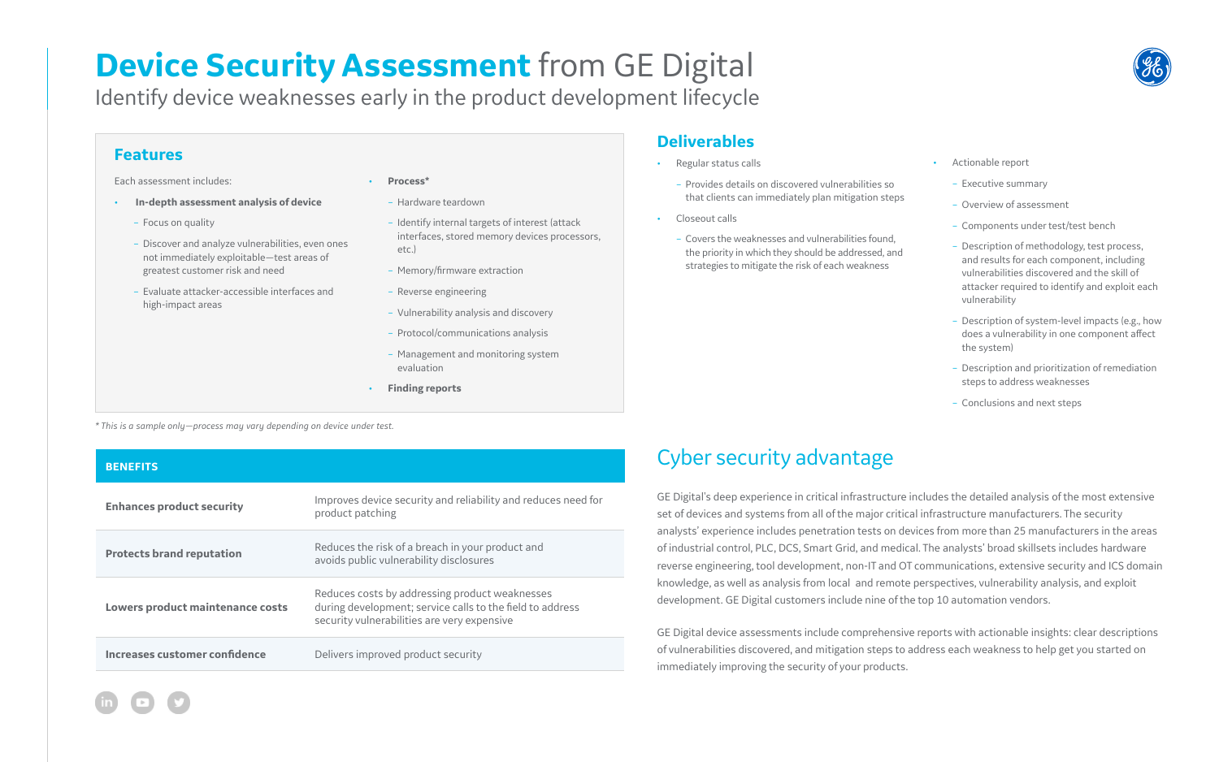# **Device Security Assessment** from GE Digital

Identify device weaknesses early in the product development lifecycle

## Features

Each assessment includes:

- **In-depth assessment analysis of device**
  - Focus on quality
  - Discover and analyze vulnerabilities, even ones not immediately exploitable—test areas of greatest customer risk and need
  - Evaluate attacker-accessible interfaces and high-impact areas
- **Process***
  - Hardware teardown
  - Identify internal targets of interest (attack interfaces, stored memory devices processors, etc.)
  - Memory/firmware extraction
  - Reverse engineering
  - Vulnerability analysis and discovery
  - Protocol/communications analysis
  - Management and monitoring system evaluation
- **Finding reports**

*\* This is a sample only—process may vary depending on device under test.*

| BENEFITS | |
|---|---|
| **Enhances product security** | Improves device security and reliability and reduces need for product patching |
| **Protects brand reputation** | Reduces the risk of a breach in your product and avoids public vulnerability disclosures |
| **Lowers product maintenance costs** | Reduces costs by addressing product weaknesses during development; service calls to the field to address security vulnerabilities are very expensive |
| **Increases customer confidence** | Delivers improved product security |

## Deliverables

- Regular status calls
  - Provides details on discovered vulnerabilities so that clients can immediately plan mitigation steps
- Closeout calls
  - Covers the weaknesses and vulnerabilities found, the priority in which they should be addressed, and strategies to mitigate the risk of each weakness
- Actionable report
  - Executive summary
  - Overview of assessment
  - Components under test/test bench
  - Description of methodology, test process, and results for each component, including vulnerabilities discovered and the skill of attacker required to identify and exploit each vulnerability
  - Description of system-level impacts (e.g., how does a vulnerability in one component affect the system)
  - Description and prioritization of remediation steps to address weaknesses
  - Conclusions and next steps

## Cyber security advantage

GE Digital's deep experience in critical infrastructure includes the detailed analysis of the most extensive set of devices and systems from all of the major critical infrastructure manufacturers. The security analysts' experience includes penetration tests on devices from more than 25 manufacturers in the areas of industrial control, PLC, DCS, Smart Grid, and medical. The analysts' broad skillsets includes hardware reverse engineering, tool development, non-IT and OT communications, extensive security and ICS domain knowledge, as well as analysis from local and remote perspectives, vulnerability analysis, and exploit development. GE Digital customers include nine of the top 10 automation vendors.

GE Digital device assessments include comprehensive reports with actionable insights: clear descriptions of vulnerabilities discovered, and mitigation steps to address each weakness to help get you started on immediately improving the security of your products.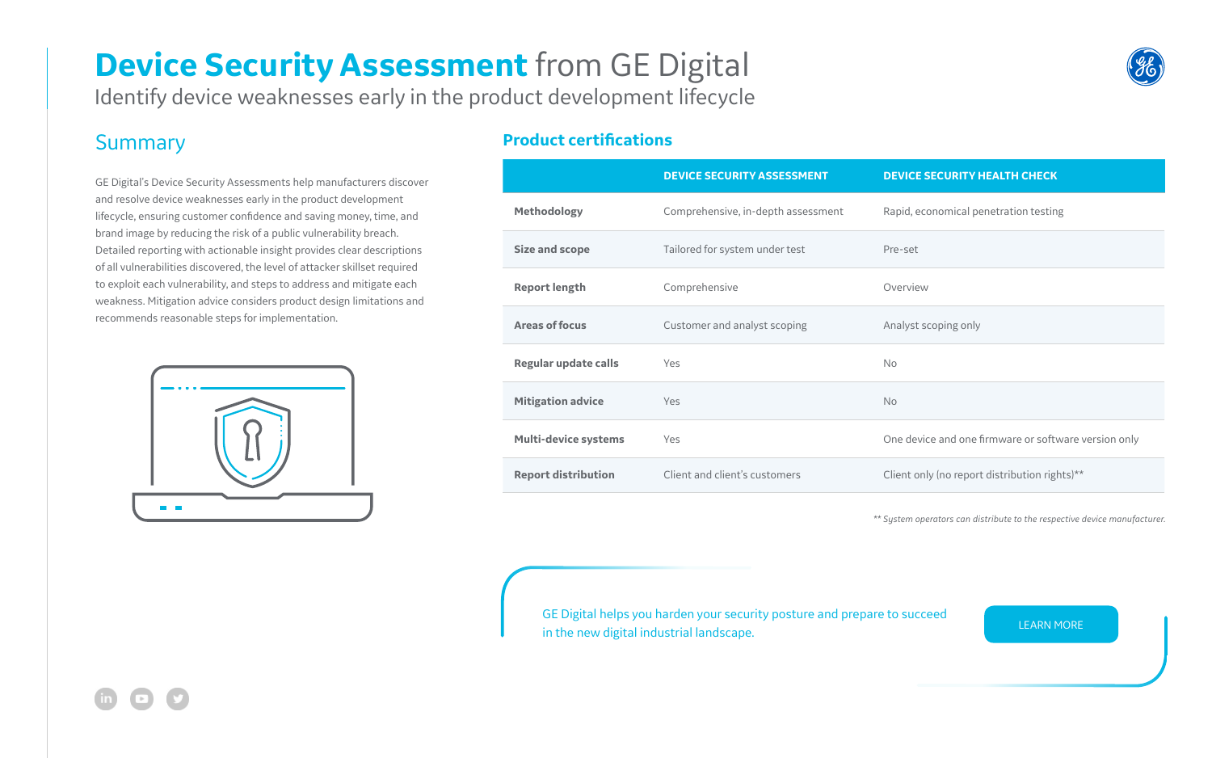# **Device Security Assessment** from GE Digital

Identify device weaknesses early in the product development lifecycle

## Summary

GE Digital's Device Security Assessments help manufacturers discover and resolve device weaknesses early in the product development lifecycle, ensuring customer confidence and saving money, time, and brand image by reducing the risk of a public vulnerability breach. Detailed reporting with actionable insight provides clear descriptions of all vulnerabilities discovered, the level of attacker skillset required to exploit each vulnerability, and steps to address and mitigate each weakness. Mitigation advice considers product design limitations and recommends reasonable steps for implementation.

## Product certifications

| | DEVICE SECURITY ASSESSMENT | DEVICE SECURITY HEALTH CHECK |
|---|---|---|
| **Methodology** | Comprehensive, in-depth assessment | Rapid, economical penetration testing |
| **Size and scope** | Tailored for system under test | Pre-set |
| **Report length** | Comprehensive | Overview |
| **Areas of focus** | Customer and analyst scoping | Analyst scoping only |
| **Regular update calls** | Yes | No |
| **Mitigation advice** | Yes | No |
| **Multi-device systems** | Yes | One device and one firmware or software version only |
| **Report distribution** | Client and client's customers | Client only (no report distribution rights)** |

*** System operators can distribute to the respective device manufacturer.*

GE Digital helps you harden your security posture and prepare to succeed in the new digital industrial landscape.

LEARN MORE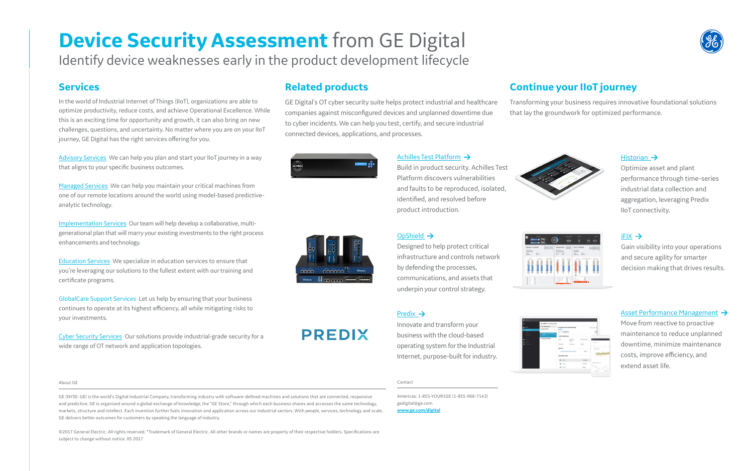# **Device Security Assessment** from GE Digital

Identify device weaknesses early in the product development lifecycle

## Services

In the world of Industrial Internet of Things (IIoT), organizations are able to optimize productivity, reduce costs, and achieve Operational Excellence. While this is an exciting time for opportunity and growth, it can also bring on new challenges, questions, and uncertainty. No matter where you are on your IIoT journey, GE Digital has the right services offering for you.

Advisory Services We can help you plan and start your IIoT journey in a way that aligns to your specific business outcomes.

Managed Services We can help you maintain your critical machines from one of our remote locations around the world using model-based predictive-analytic technology.

Implementation Services Our team will help develop a collaborative, multi-generational plan that will marry your existing investments to the right process enhancements and technology.

Education Services We specialize in education services to ensure that you're leveraging our solutions to the fullest extent with our training and certificate programs.

GlobalCare Support Services Let us help by ensuring that your business continues to operate at its highest efficiency, all while mitigating risks to your investments.

Cyber Security Services Our solutions provide industrial-grade security for a wide range of OT network and application topologies.

## Related products

GE Digital's OT cyber security suite helps protect industrial and healthcare companies against misconfigured devices and unplanned downtime due to cyber incidents. We can help you test, certify, and secure industrial connected devices, applications, and processes.

Achilles Test Platform →
Build in product security. Achilles Test Platform discovers vulnerabilities and faults to be reproduced, isolated, identified, and resolved before product introduction.

OpShield →
Designed to help protect critical infrastructure and controls network by defending the processes, communications, and assets that underpin your control strategy.

PREDIX

Predix →
Innovate and transform your business with the cloud-based operating system for the Industrial Internet, purpose-built for industry.

## Continue your IIoT journey

Transforming your business requires innovative foundational solutions that lay the groundwork for optimized performance.

Historian →
Optimize asset and plant performance through time-series industrial data collection and aggregation, leveraging Predix IIoT connectivity.

iFIX →
Gain visibility into your operations and secure agility for smarter decision making that drives results.

Asset Performance Management →
Move from reactive to proactive maintenance to reduce unplanned downtime, minimize maintenance costs, improve efficiency, and extend asset life.

About GE

GE (NYSE: GE) is the world's Digital Industrial Company, transforming industry with software-defined machines and solutions that are connected, responsive and predictive. GE is organized around a global exchange of knowledge, the "GE Store," through which each business shares and accesses the same technology, markets, structure and intellect. Each invention further fuels innovation and application across our industrial sectors. With people, services, technology and scale, GE delivers better outcomes for customers by speaking the language of industry.

©2017 General Electric. All rights reserved. *Trademark of General Electric. All other brands or names are property of their respective holders. Specifications are subject to change without notice. 05 2017

Contact

Americas: 1-855-YOUR1GE (1-855-968-7143)
gedigital@ge.com
**www.ge.com/digital**